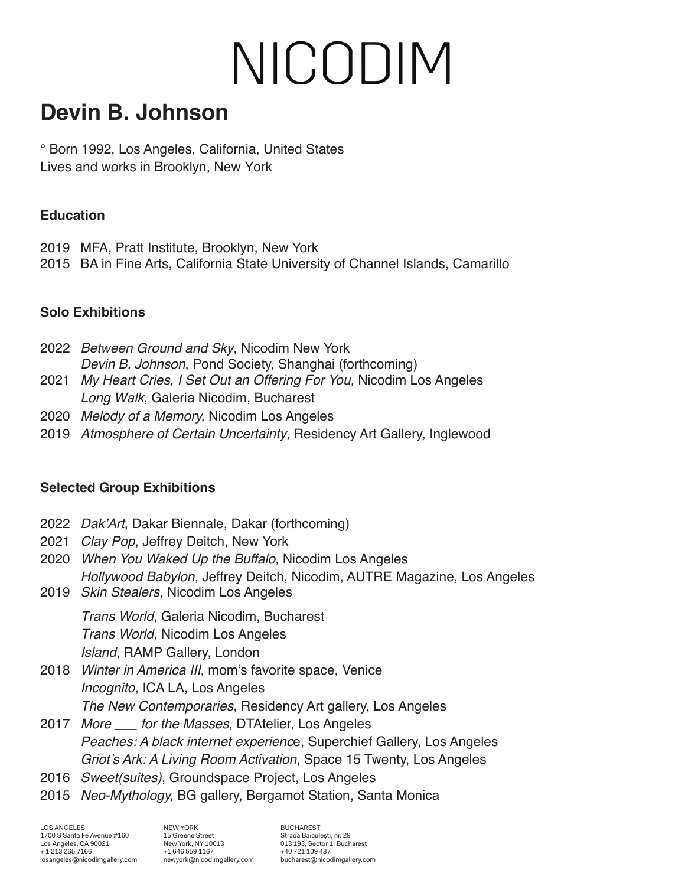# NICODIM

## Devin B. Johnson

° Born 1992, Los Angeles, California, United States
Lives and works in Brooklyn, New York

### Education

2019 MFA, Pratt Institute, Brooklyn, New York
2015 BA in Fine Arts, California State University of Channel Islands, Camarillo

### Solo Exhibitions

2022 *Between Ground and Sky*, Nicodim New York
*Devin B. Johnson*, Pond Society, Shanghai (forthcoming)
2021 *My Heart Cries, I Set Out an Offering For You,* Nicodim Los Angeles
*Long Walk*, Galeria Nicodim, Bucharest
2020 *Melody of a Memory,* Nicodim Los Angeles
2019 *Atmosphere of Certain Uncertainty*, Residency Art Gallery, Inglewood

### Selected Group Exhibitions

2022 *Dak'Art*, Dakar Biennale, Dakar (forthcoming)
2021 *Clay Pop*, Jeffrey Deitch, New York
2020 *When You Waked Up the Buffalo,* Nicodim Los Angeles
*Hollywood Babylon*, Jeffrey Deitch, Nicodim, AUTRE Magazine, Los Angeles
2019 *Skin Stealers,* Nicodim Los Angeles
*Trans World*, Galeria Nicodim, Bucharest
*Trans World,* Nicodim Los Angeles
*Island*, RAMP Gallery, London
2018 *Winter in America III*, mom's favorite space, Venice
*Incognito*, ICA LA, Los Angeles
*The New Contemporaries*, Residency Art gallery, Los Angeles
2017 *More ___ for the Masses*, DTAtelier, Los Angeles
*Peaches: A black internet experience*, Superchief Gallery, Los Angeles
*Griot's Ark: A Living Room Activation*, Space 15 Twenty, Los Angeles
2016 *Sweet(suites)*, Groundspace Project, Los Angeles
2015 *Neo-Mythology,* BG gallery, Bergamot Station, Santa Monica

LOS ANGELES
1700 S Santa Fe Avenue #160
Los Angeles, CA 90021
+ 1 213 265 7166
losangeles@nicodimgallery.com

NEW YORK
15 Greene Street
New York, NY 10013
+1 646 559 1167
newyork@nicodimgallery.com

BUCHAREST
Strada Băiculești, nr. 29
013 193, Sector 1, Bucharest
+40 721 109 487
bucharest@nicodimgallery.com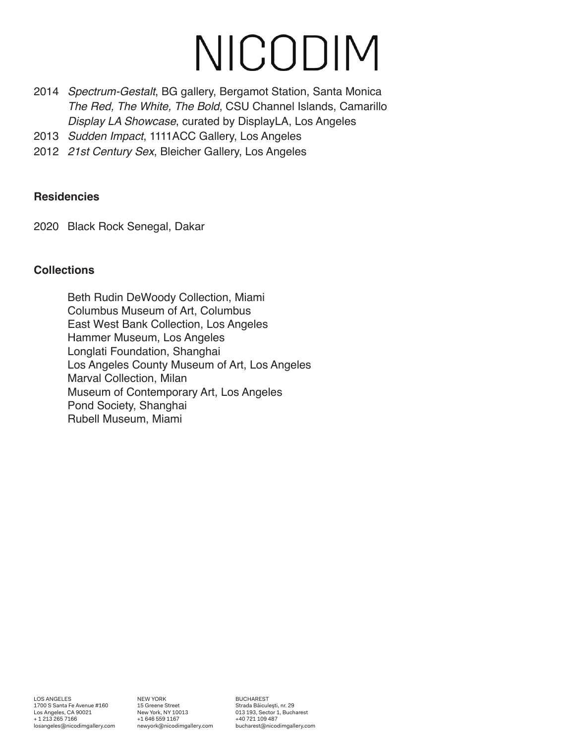2014 *Spectrum-Gestalt*, BG gallery, Bergamot Station, Santa Monica
*The Red, The White, The Bold*, CSU Channel Islands, Camarillo
*Display LA Showcase*, curated by DisplayLA, Los Angeles

2013 *Sudden Impact*, 1111ACC Gallery, Los Angeles

2012 *21st Century Sex*, Bleicher Gallery, Los Angeles

**Residencies**

2020 Black Rock Senegal, Dakar

**Collections**

Beth Rudin DeWoody Collection, Miami
Columbus Museum of Art, Columbus
East West Bank Collection, Los Angeles
Hammer Museum, Los Angeles
Longlati Foundation, Shanghai
Los Angeles County Museum of Art, Los Angeles
Marval Collection, Milan
Museum of Contemporary Art, Los Angeles
Pond Society, Shanghai
Rubell Museum, Miami